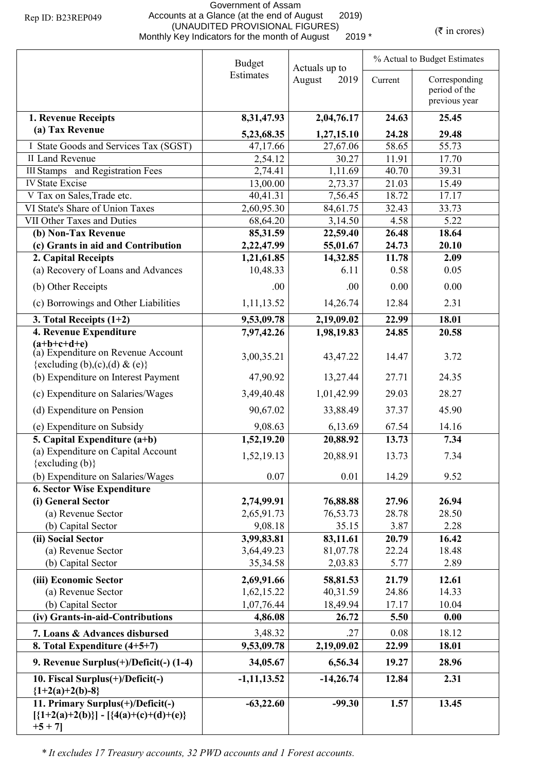Rep ID: B23REP049

Government of Assam
Accounts at a Glance (at the end of August 2019)
(UNAUDITED PROVISIONAL FIGURES)
Monthly Key Indicators for the month of August 2019 *

(₹ in crores)

| | Budget Estimates | Actuals up to August 2019 | % Actual to Budget Estimates | |
|---|---|---|---|---|
| | | | Current | Corresponding period of the previous year |
| **1. Revenue Receipts** | **8,31,47.93** | **2,04,76.17** | **24.63** | **25.45** |
| **(a) Tax Revenue** | **5,23,68.35** | **1,27,15.10** | **24.28** | **29.48** |
| I State Goods and Services Tax (SGST) | 47,17.66 | 27,67.06 | 58.65 | 55.73 |
| II Land Revenue | 2,54.12 | 30.27 | 11.91 | 17.70 |
| III Stamps and Registration Fees | 2,74.41 | 1,11.69 | 40.70 | 39.31 |
| IV State Excise | 13,00.00 | 2,73.37 | 21.03 | 15.49 |
| V Tax on Sales,Trade etc. | 40,41.31 | 7,56.45 | 18.72 | 17.17 |
| VI State's Share of Union Taxes | 2,60,95.30 | 84,61.75 | 32.43 | 33.73 |
| VII Other Taxes and Duties | 68,64.20 | 3,14.50 | 4.58 | 5.22 |
| **(b) Non-Tax Revenue** | **85,31.59** | **22,59.40** | **26.48** | **18.64** |
| **(c) Grants in aid and Contribution** | **2,22,47.99** | **55,01.67** | **24.73** | **20.10** |
| **2. Capital Receipts** | **1,21,61.85** | **14,32.85** | **11.78** | **2.09** |
| (a) Recovery of Loans and Advances | 10,48.33 | 6.11 | 0.58 | 0.05 |
| (b) Other Receipts | .00 | .00 | 0.00 | 0.00 |
| (c) Borrowings and Other Liabilities | 1,11,13.52 | 14,26.74 | 12.84 | 2.31 |
| **3. Total Receipts (1+2)** | **9,53,09.78** | **2,19,09.02** | **22.99** | **18.01** |
| **4. Revenue Expenditure (a+b+c+d+e)** | **7,97,42.26** | **1,98,19.83** | **24.85** | **20.58** |
| (a) Expenditure on Revenue Account {excluding (b),(c),(d) & (e)} | 3,00,35.21 | 43,47.22 | 14.47 | 3.72 |
| (b) Expenditure on Interest Payment | 47,90.92 | 13,27.44 | 27.71 | 24.35 |
| (c) Expenditure on Salaries/Wages | 3,49,40.48 | 1,01,42.99 | 29.03 | 28.27 |
| (d) Expenditure on Pension | 90,67.02 | 33,88.49 | 37.37 | 45.90 |
| (e) Expenditure on Subsidy | 9,08.63 | 6,13.69 | 67.54 | 14.16 |
| **5. Capital Expenditure (a+b)** | **1,52,19.20** | **20,88.92** | **13.73** | **7.34** |
| (a) Expenditure on Capital Account {excluding (b)} | 1,52,19.13 | 20,88.91 | 13.73 | 7.34 |
| (b) Expenditure on Salaries/Wages | 0.07 | 0.01 | 14.29 | 9.52 |
| **6. Sector Wise Expenditure** | | | | |
| **(i) General Sector** | **2,74,99.91** | **76,88.88** | **27.96** | **26.94** |
| (a) Revenue Sector | 2,65,91.73 | 76,53.73 | 28.78 | 28.50 |
| (b) Capital Sector | 9,08.18 | 35.15 | 3.87 | 2.28 |
| **(ii) Social Sector** | **3,99,83.81** | **83,11.61** | **20.79** | **16.42** |
| (a) Revenue Sector | 3,64,49.23 | 81,07.78 | 22.24 | 18.48 |
| (b) Capital Sector | 35,34.58 | 2,03.83 | 5.77 | 2.89 |
| **(iii) Economic Sector** | **2,69,91.66** | **58,81.53** | **21.79** | **12.61** |
| (a) Revenue Sector | 1,62,15.22 | 40,31.59 | 24.86 | 14.33 |
| (b) Capital Sector | 1,07,76.44 | 18,49.94 | 17.17 | 10.04 |
| **(iv) Grants-in-aid-Contributions** | **4,86.08** | **26.72** | **5.50** | **0.00** |
| **7. Loans & Advances disbursed** | 3,48.32 | .27 | 0.08 | 18.12 |
| **8. Total Expenditure (4+5+7)** | **9,53,09.78** | **2,19,09.02** | **22.99** | **18.01** |
| **9. Revenue Surplus(+)/Deficit(-) (1-4)** | **34,05.67** | **6,56.34** | **19.27** | **28.96** |
| **10. Fiscal Surplus(+)/Deficit(-) {1+2(a)+2(b)-8}** | **-1,11,13.52** | **-14,26.74** | **12.84** | **2.31** |
| **11. Primary Surplus(+)/Deficit(-) [{1+2(a)+2(b)}] - [{4(a)+(c)+(d)+(e)} +5 + 7]** | **-63,22.60** | **-99.30** | **1.57** | **13.45** |

*\* It excludes 17 Treasury accounts, 32 PWD accounts and 1 Forest accounts.*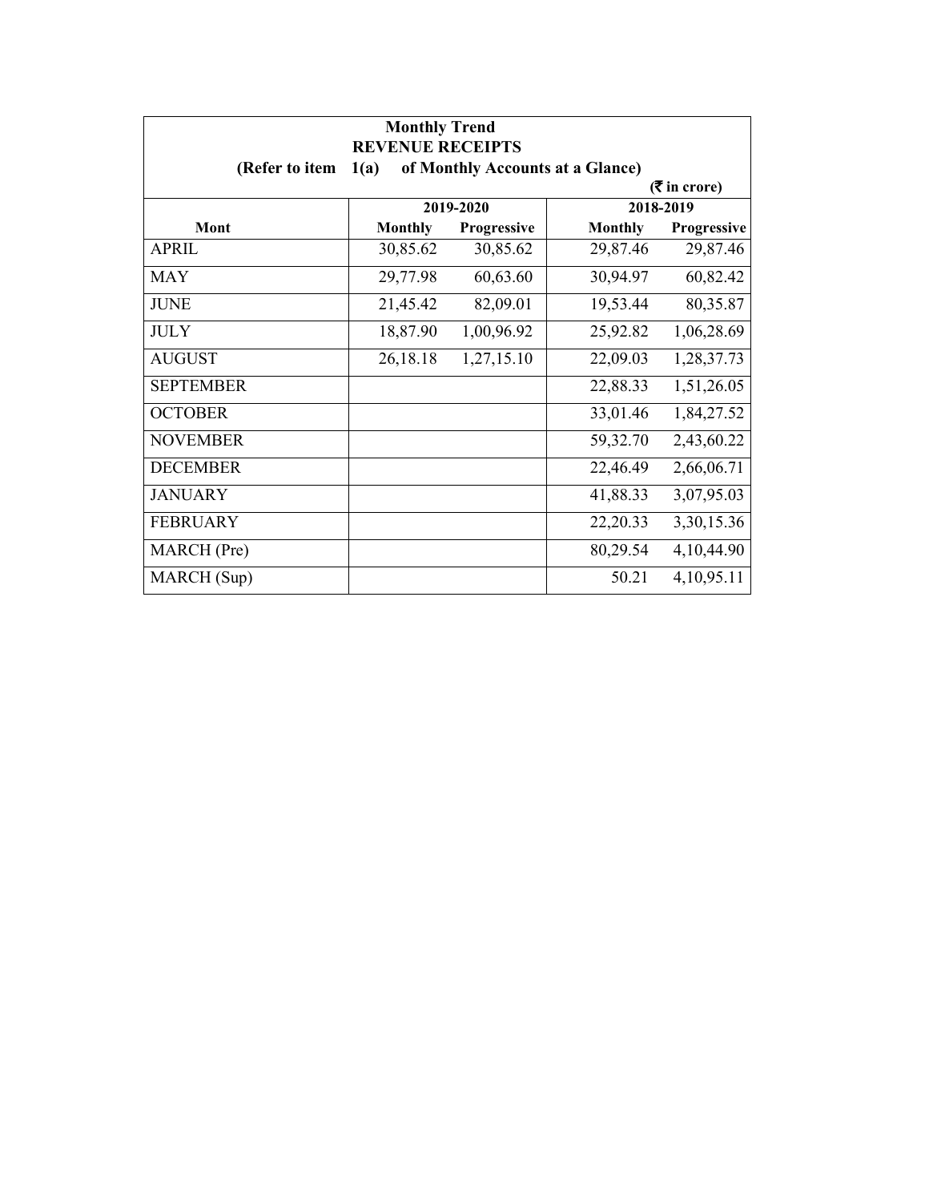**Monthly Trend**
**REVENUE RECEIPTS**
**(Refer to item 1(a) of Monthly Accounts at a Glance)**

(₹ in crore)

| Mont | 2019-2020 | | 2018-2019 | |
|---|---|---|---|---|
| | Monthly | Progressive | Monthly | Progressive |
| APRIL | 30,85.62 | 30,85.62 | 29,87.46 | 29,87.46 |
| MAY | 29,77.98 | 60,63.60 | 30,94.97 | 60,82.42 |
| JUNE | 21,45.42 | 82,09.01 | 19,53.44 | 80,35.87 |
| JULY | 18,87.90 | 1,00,96.92 | 25,92.82 | 1,06,28.69 |
| AUGUST | 26,18.18 | 1,27,15.10 | 22,09.03 | 1,28,37.73 |
| SEPTEMBER | | | 22,88.33 | 1,51,26.05 |
| OCTOBER | | | 33,01.46 | 1,84,27.52 |
| NOVEMBER | | | 59,32.70 | 2,43,60.22 |
| DECEMBER | | | 22,46.49 | 2,66,06.71 |
| JANUARY | | | 41,88.33 | 3,07,95.03 |
| FEBRUARY | | | 22,20.33 | 3,30,15.36 |
| MARCH (Pre) | | | 80,29.54 | 4,10,44.90 |
| MARCH (Sup) | | | 50.21 | 4,10,95.11 |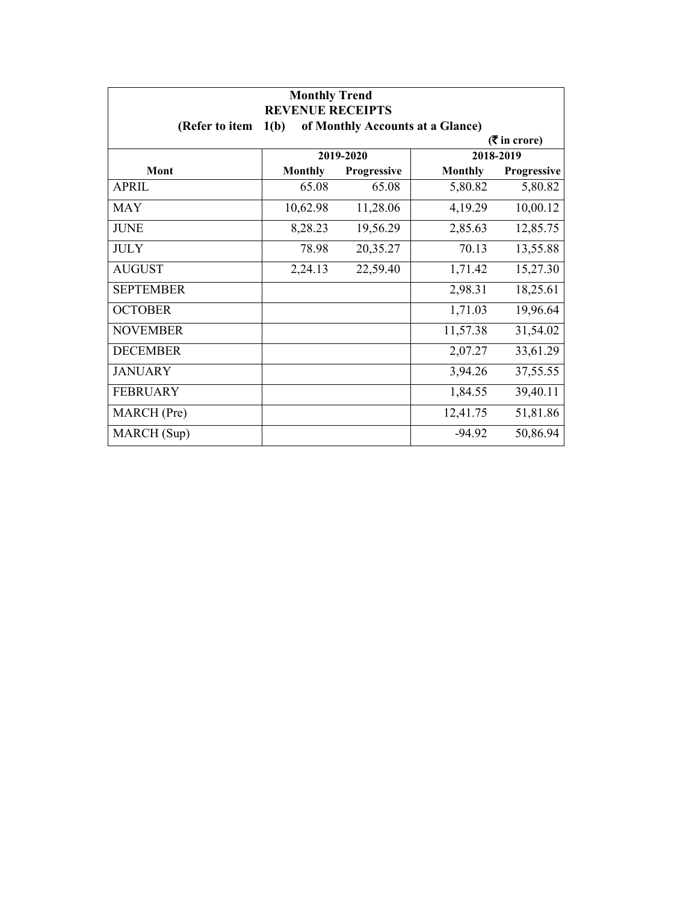**Monthly Trend**

**REVENUE RECEIPTS**

**(Refer to item 1(b) of Monthly Accounts at a Glance)**

**(₹ in crore)**

| Mont | 2019-2020 | | 2018-2019 | |
|---|---|---|---|---|
| | Monthly | Progressive | Monthly | Progressive |
| APRIL | 65.08 | 65.08 | 5,80.82 | 5,80.82 |
| MAY | 10,62.98 | 11,28.06 | 4,19.29 | 10,00.12 |
| JUNE | 8,28.23 | 19,56.29 | 2,85.63 | 12,85.75 |
| JULY | 78.98 | 20,35.27 | 70.13 | 13,55.88 |
| AUGUST | 2,24.13 | 22,59.40 | 1,71.42 | 15,27.30 |
| SEPTEMBER | | | 2,98.31 | 18,25.61 |
| OCTOBER | | | 1,71.03 | 19,96.64 |
| NOVEMBER | | | 11,57.38 | 31,54.02 |
| DECEMBER | | | 2,07.27 | 33,61.29 |
| JANUARY | | | 3,94.26 | 37,55.55 |
| FEBRUARY | | | 1,84.55 | 39,40.11 |
| MARCH (Pre) | | | 12,41.75 | 51,81.86 |
| MARCH (Sup) | | | -94.92 | 50,86.94 |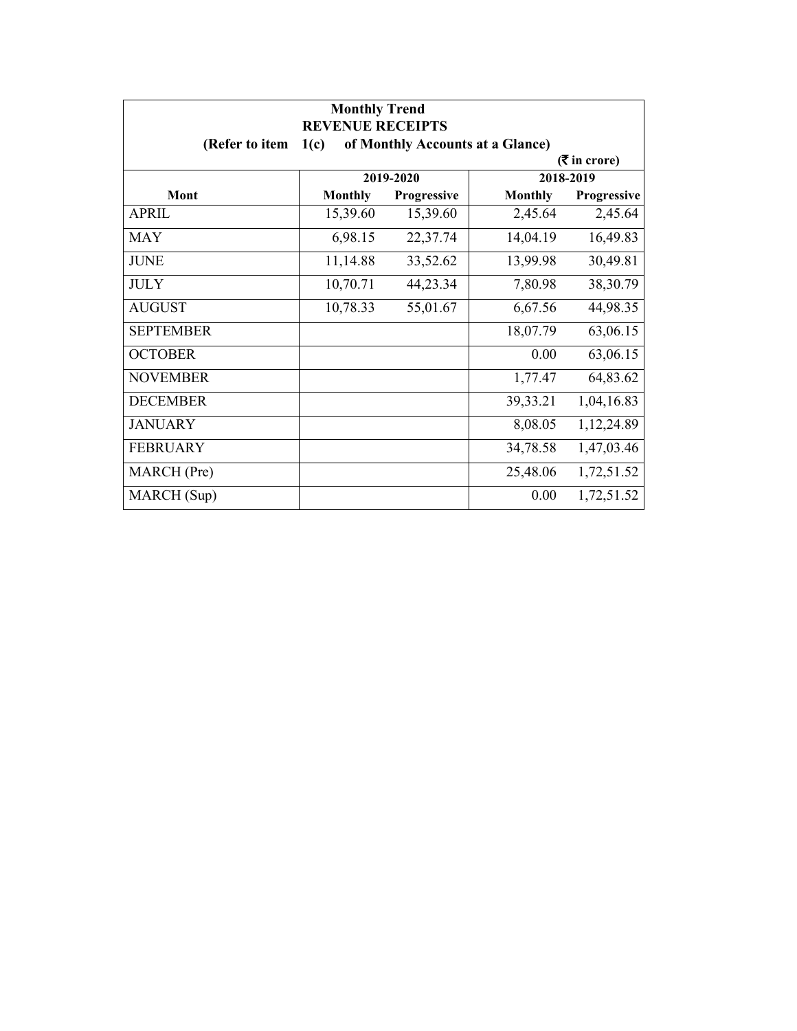**Monthly Trend**

**REVENUE RECEIPTS**

**(Refer to item 1(c) of Monthly Accounts at a Glance)**

**(₹ in crore)**

| Mont | 2019-2020 | | 2018-2019 | |
|---|---|---|---|---|
| | Monthly | Progressive | Monthly | Progressive |
| APRIL | 15,39.60 | 15,39.60 | 2,45.64 | 2,45.64 |
| MAY | 6,98.15 | 22,37.74 | 14,04.19 | 16,49.83 |
| JUNE | 11,14.88 | 33,52.62 | 13,99.98 | 30,49.81 |
| JULY | 10,70.71 | 44,23.34 | 7,80.98 | 38,30.79 |
| AUGUST | 10,78.33 | 55,01.67 | 6,67.56 | 44,98.35 |
| SEPTEMBER | | | 18,07.79 | 63,06.15 |
| OCTOBER | | | 0.00 | 63,06.15 |
| NOVEMBER | | | 1,77.47 | 64,83.62 |
| DECEMBER | | | 39,33.21 | 1,04,16.83 |
| JANUARY | | | 8,08.05 | 1,12,24.89 |
| FEBRUARY | | | 34,78.58 | 1,47,03.46 |
| MARCH (Pre) | | | 25,48.06 | 1,72,51.52 |
| MARCH (Sup) | | | 0.00 | 1,72,51.52 |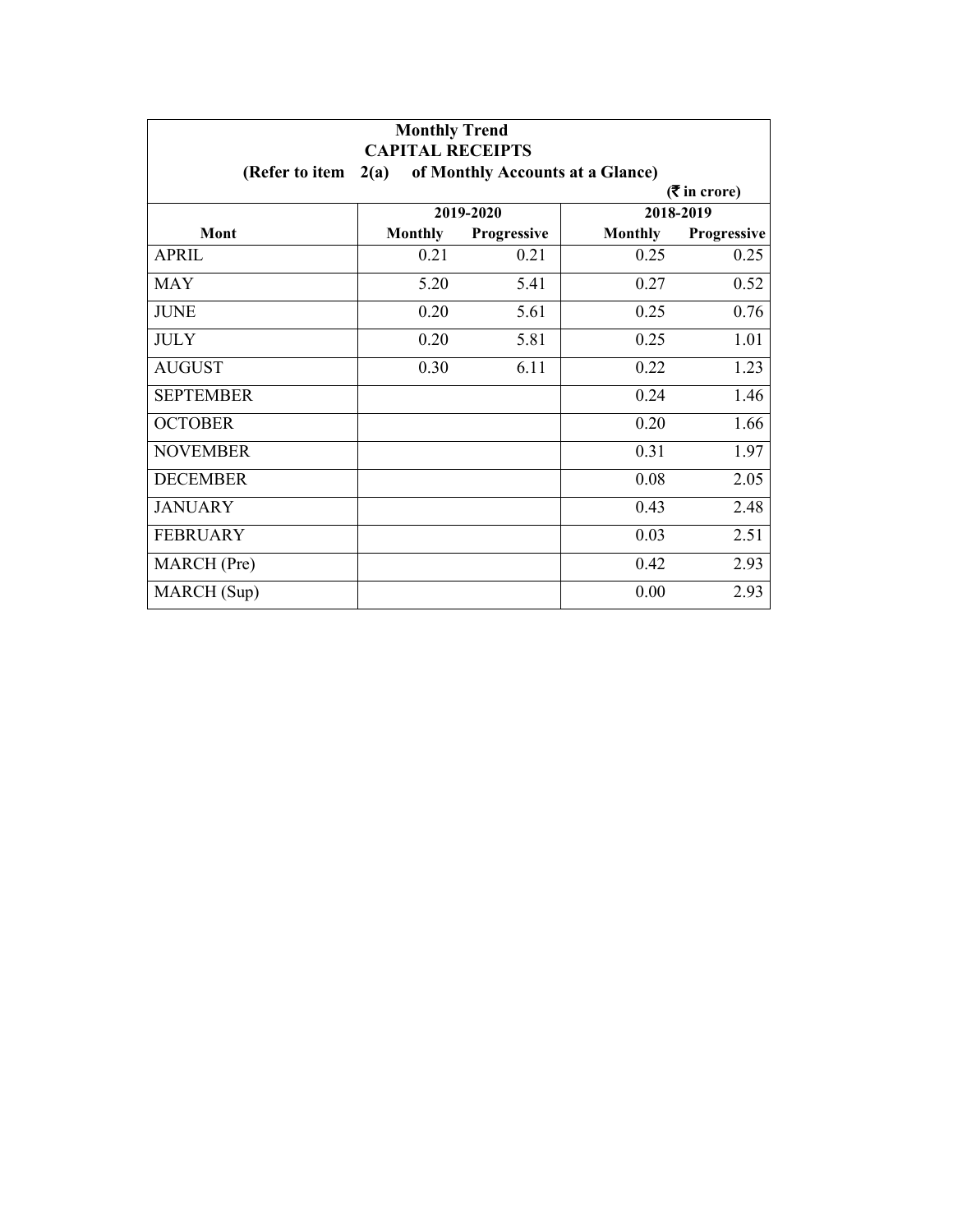**Monthly Trend**

**CAPITAL RECEIPTS**

**(Refer to item 2(a) of Monthly Accounts at a Glance)**

**(₹ in crore)**

| Mont | 2019-2020 | | 2018-2019 | |
|---|---|---|---|---|
| | Monthly | Progressive | Monthly | Progressive |
| APRIL | 0.21 | 0.21 | 0.25 | 0.25 |
| MAY | 5.20 | 5.41 | 0.27 | 0.52 |
| JUNE | 0.20 | 5.61 | 0.25 | 0.76 |
| JULY | 0.20 | 5.81 | 0.25 | 1.01 |
| AUGUST | 0.30 | 6.11 | 0.22 | 1.23 |
| SEPTEMBER | | | 0.24 | 1.46 |
| OCTOBER | | | 0.20 | 1.66 |
| NOVEMBER | | | 0.31 | 1.97 |
| DECEMBER | | | 0.08 | 2.05 |
| JANUARY | | | 0.43 | 2.48 |
| FEBRUARY | | | 0.03 | 2.51 |
| MARCH (Pre) | | | 0.42 | 2.93 |
| MARCH (Sup) | | | 0.00 | 2.93 |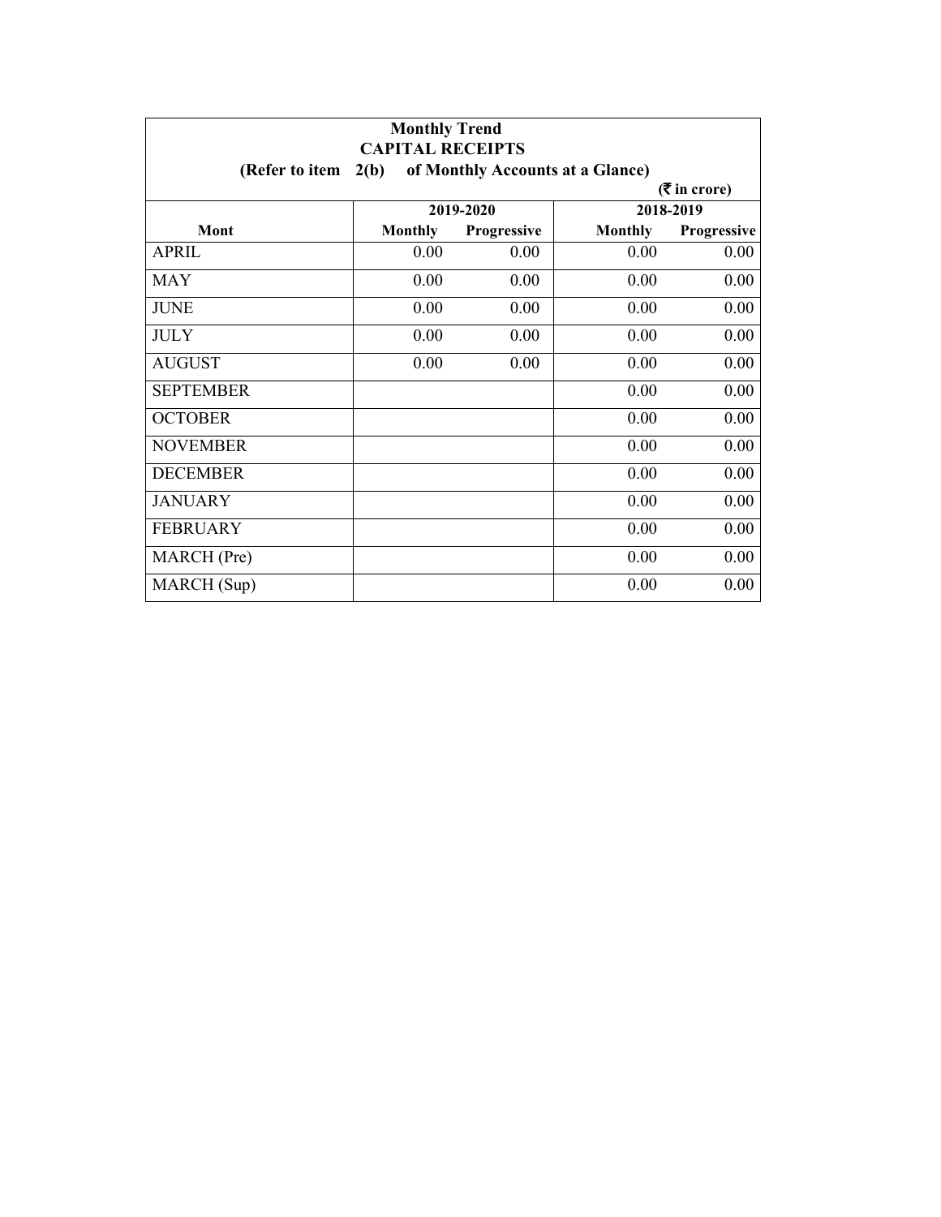**Monthly Trend**
**CAPITAL RECEIPTS**
**(Refer to item 2(b) of Monthly Accounts at a Glance)**

**(₹ in crore)**

| Mont | 2019-2020 | | 2018-2019 | |
|---|---|---|---|---|
| | Monthly | Progressive | Monthly | Progressive |
| APRIL | 0.00 | 0.00 | 0.00 | 0.00 |
| MAY | 0.00 | 0.00 | 0.00 | 0.00 |
| JUNE | 0.00 | 0.00 | 0.00 | 0.00 |
| JULY | 0.00 | 0.00 | 0.00 | 0.00 |
| AUGUST | 0.00 | 0.00 | 0.00 | 0.00 |
| SEPTEMBER | | | 0.00 | 0.00 |
| OCTOBER | | | 0.00 | 0.00 |
| NOVEMBER | | | 0.00 | 0.00 |
| DECEMBER | | | 0.00 | 0.00 |
| JANUARY | | | 0.00 | 0.00 |
| FEBRUARY | | | 0.00 | 0.00 |
| MARCH (Pre) | | | 0.00 | 0.00 |
| MARCH (Sup) | | | 0.00 | 0.00 |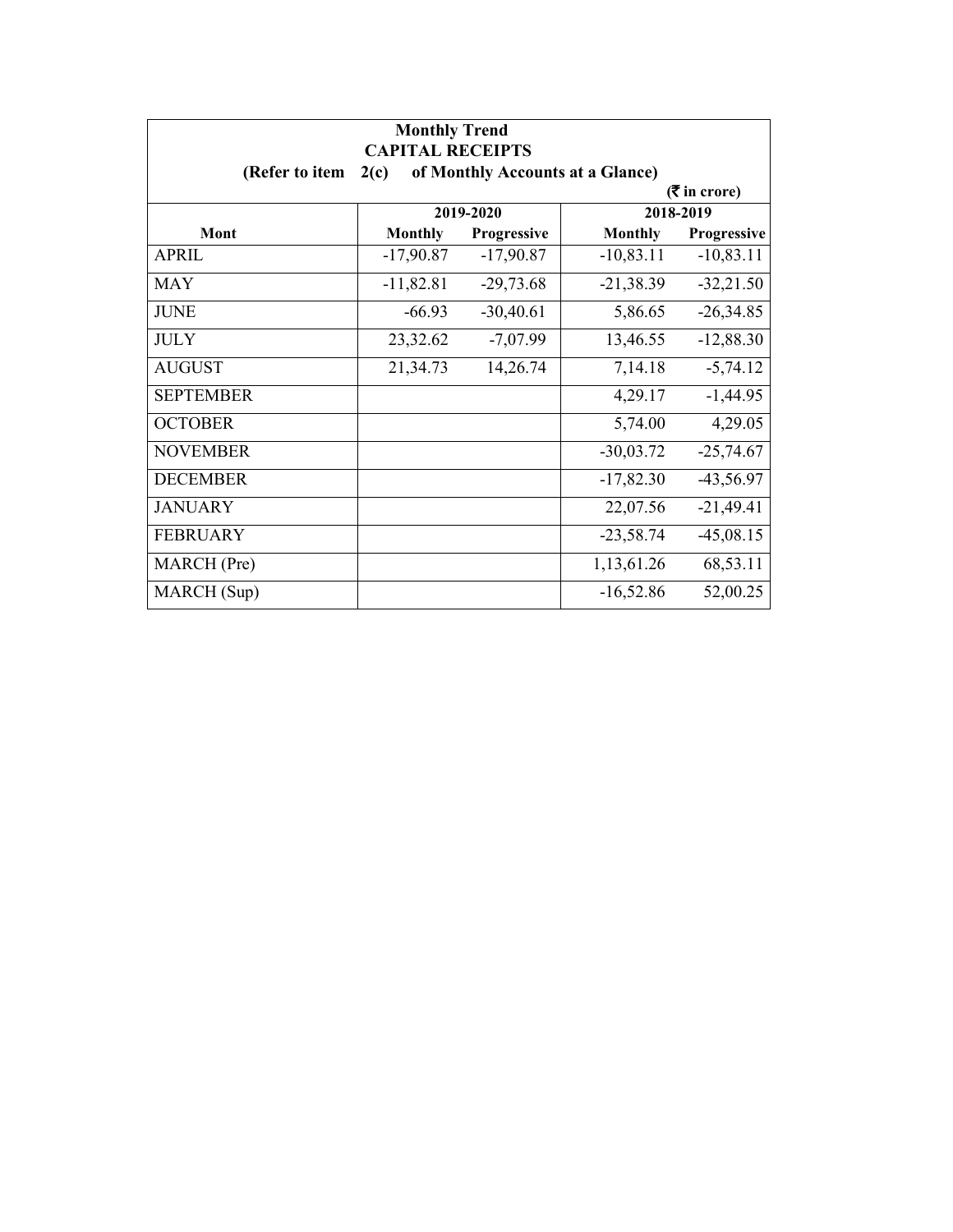**Monthly Trend**
**CAPITAL RECEIPTS**
**(Refer to item 2(c) of Monthly Accounts at a Glance)**

**(₹ in crore)**

| Mont | 2019-2020 | | 2018-2019 | |
|---|---|---|---|---|
| | Monthly | Progressive | Monthly | Progressive |
| APRIL | -17,90.87 | -17,90.87 | -10,83.11 | -10,83.11 |
| MAY | -11,82.81 | -29,73.68 | -21,38.39 | -32,21.50 |
| JUNE | -66.93 | -30,40.61 | 5,86.65 | -26,34.85 |
| JULY | 23,32.62 | -7,07.99 | 13,46.55 | -12,88.30 |
| AUGUST | 21,34.73 | 14,26.74 | 7,14.18 | -5,74.12 |
| SEPTEMBER | | | 4,29.17 | -1,44.95 |
| OCTOBER | | | 5,74.00 | 4,29.05 |
| NOVEMBER | | | -30,03.72 | -25,74.67 |
| DECEMBER | | | -17,82.30 | -43,56.97 |
| JANUARY | | | 22,07.56 | -21,49.41 |
| FEBRUARY | | | -23,58.74 | -45,08.15 |
| MARCH (Pre) | | | 1,13,61.26 | 68,53.11 |
| MARCH (Sup) | | | -16,52.86 | 52,00.25 |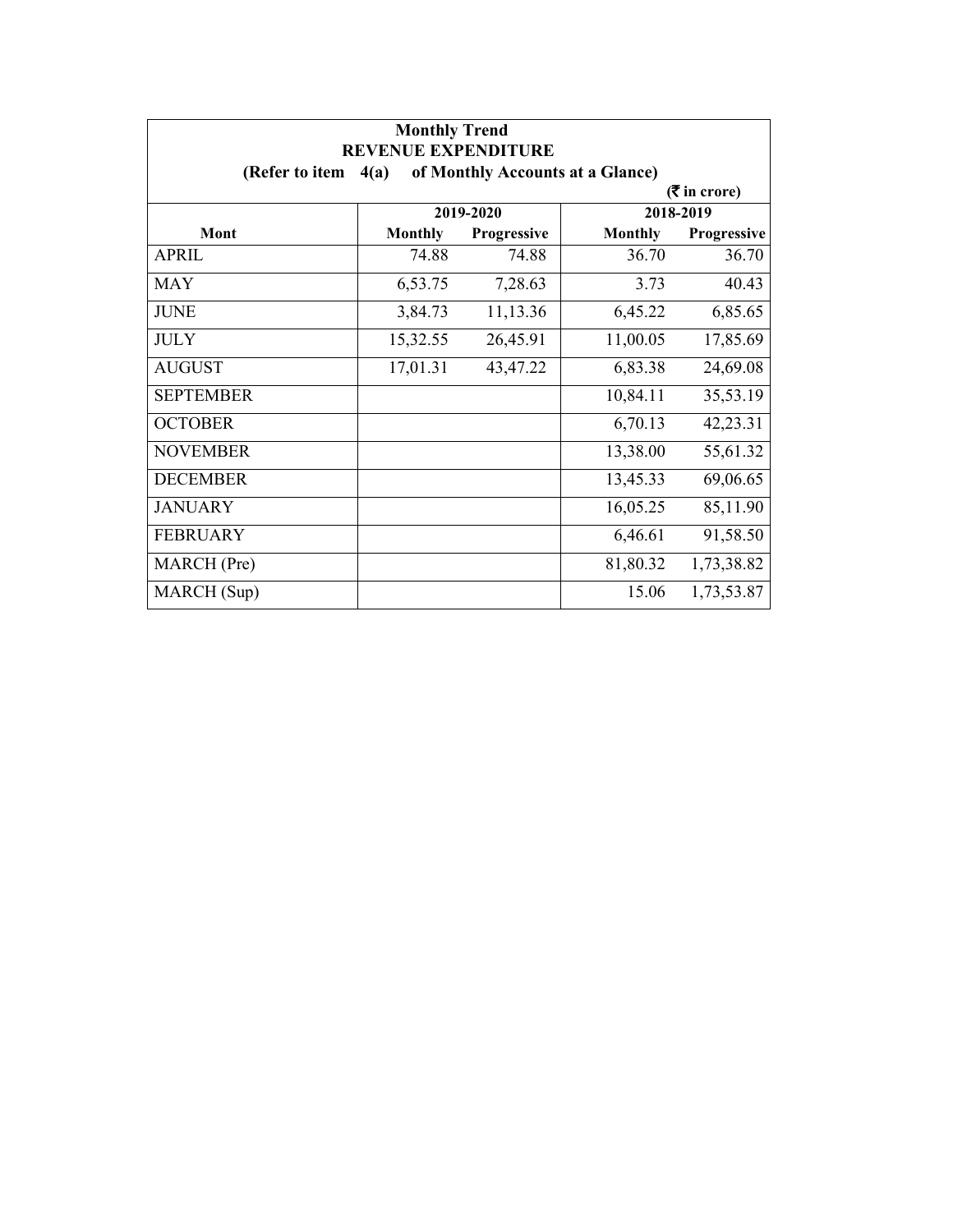**Monthly Trend**

**REVENUE EXPENDITURE**

**(Refer to item 4(a) of Monthly Accounts at a Glance)**

**(₹ in crore)**

| Mont | 2019-2020 | | 2018-2019 | |
|---|---|---|---|---|
| | Monthly | Progressive | Monthly | Progressive |
| APRIL | 74.88 | 74.88 | 36.70 | 36.70 |
| MAY | 6,53.75 | 7,28.63 | 3.73 | 40.43 |
| JUNE | 3,84.73 | 11,13.36 | 6,45.22 | 6,85.65 |
| JULY | 15,32.55 | 26,45.91 | 11,00.05 | 17,85.69 |
| AUGUST | 17,01.31 | 43,47.22 | 6,83.38 | 24,69.08 |
| SEPTEMBER | | | 10,84.11 | 35,53.19 |
| OCTOBER | | | 6,70.13 | 42,23.31 |
| NOVEMBER | | | 13,38.00 | 55,61.32 |
| DECEMBER | | | 13,45.33 | 69,06.65 |
| JANUARY | | | 16,05.25 | 85,11.90 |
| FEBRUARY | | | 6,46.61 | 91,58.50 |
| MARCH (Pre) | | | 81,80.32 | 1,73,38.82 |
| MARCH (Sup) | | | 15.06 | 1,73,53.87 |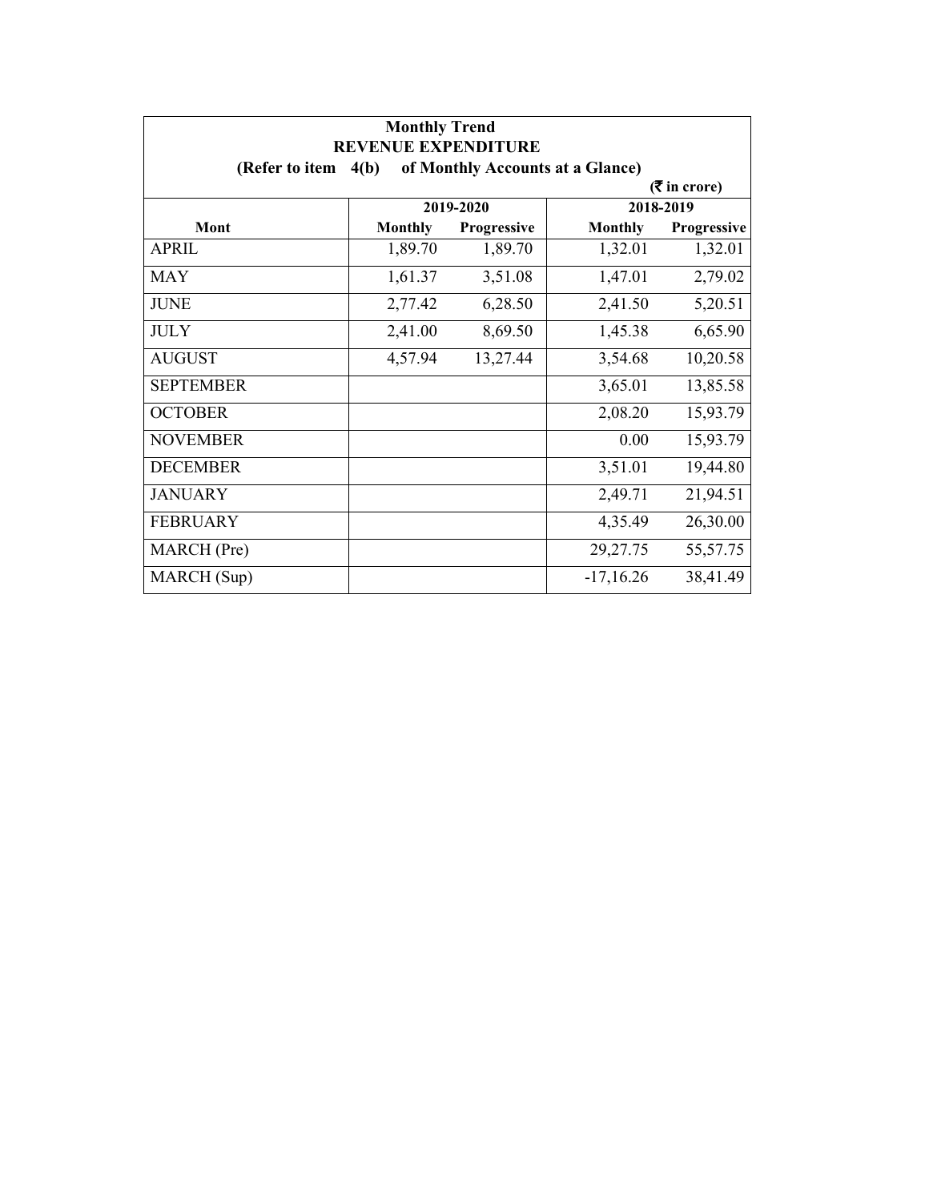**Monthly Trend**
**REVENUE EXPENDITURE**
**(Refer to item 4(b) of Monthly Accounts at a Glance)**

**(₹ in crore)**

| Mont | 2019-2020 | | 2018-2019 | |
|---|---|---|---|---|
| | **Monthly** | **Progressive** | **Monthly** | **Progressive** |
| APRIL | 1,89.70 | 1,89.70 | 1,32.01 | 1,32.01 |
| MAY | 1,61.37 | 3,51.08 | 1,47.01 | 2,79.02 |
| JUNE | 2,77.42 | 6,28.50 | 2,41.50 | 5,20.51 |
| JULY | 2,41.00 | 8,69.50 | 1,45.38 | 6,65.90 |
| AUGUST | 4,57.94 | 13,27.44 | 3,54.68 | 10,20.58 |
| SEPTEMBER | | | 3,65.01 | 13,85.58 |
| OCTOBER | | | 2,08.20 | 15,93.79 |
| NOVEMBER | | | 0.00 | 15,93.79 |
| DECEMBER | | | 3,51.01 | 19,44.80 |
| JANUARY | | | 2,49.71 | 21,94.51 |
| FEBRUARY | | | 4,35.49 | 26,30.00 |
| MARCH (Pre) | | | 29,27.75 | 55,57.75 |
| MARCH (Sup) | | | -17,16.26 | 38,41.49 |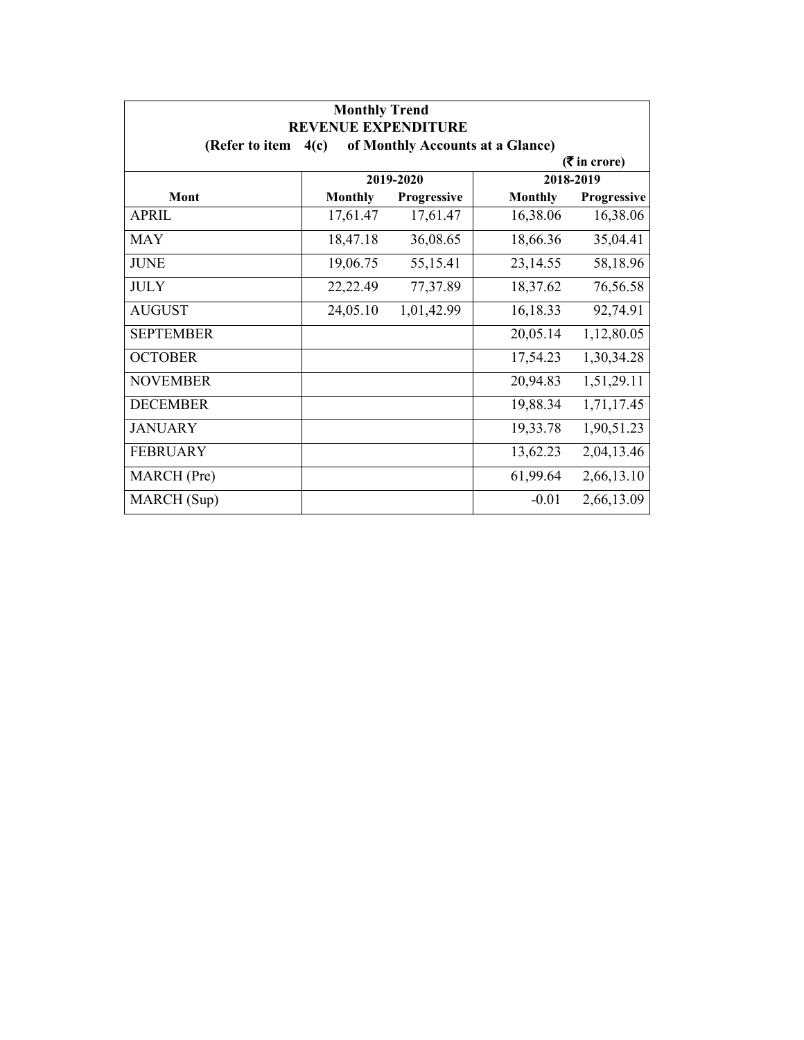**Monthly Trend**
**REVENUE EXPENDITURE**
**(Refer to item 4(c) of Monthly Accounts at a Glance)**

**(₹ in crore)**

| Mont | 2019-2020 | | 2018-2019 | |
|---|---|---|---|---|
| | Monthly | Progressive | Monthly | Progressive |
| APRIL | 17,61.47 | 17,61.47 | 16,38.06 | 16,38.06 |
| MAY | 18,47.18 | 36,08.65 | 18,66.36 | 35,04.41 |
| JUNE | 19,06.75 | 55,15.41 | 23,14.55 | 58,18.96 |
| JULY | 22,22.49 | 77,37.89 | 18,37.62 | 76,56.58 |
| AUGUST | 24,05.10 | 1,01,42.99 | 16,18.33 | 92,74.91 |
| SEPTEMBER | | | 20,05.14 | 1,12,80.05 |
| OCTOBER | | | 17,54.23 | 1,30,34.28 |
| NOVEMBER | | | 20,94.83 | 1,51,29.11 |
| DECEMBER | | | 19,88.34 | 1,71,17.45 |
| JANUARY | | | 19,33.78 | 1,90,51.23 |
| FEBRUARY | | | 13,62.23 | 2,04,13.46 |
| MARCH (Pre) | | | 61,99.64 | 2,66,13.10 |
| MARCH (Sup) | | | -0.01 | 2,66,13.09 |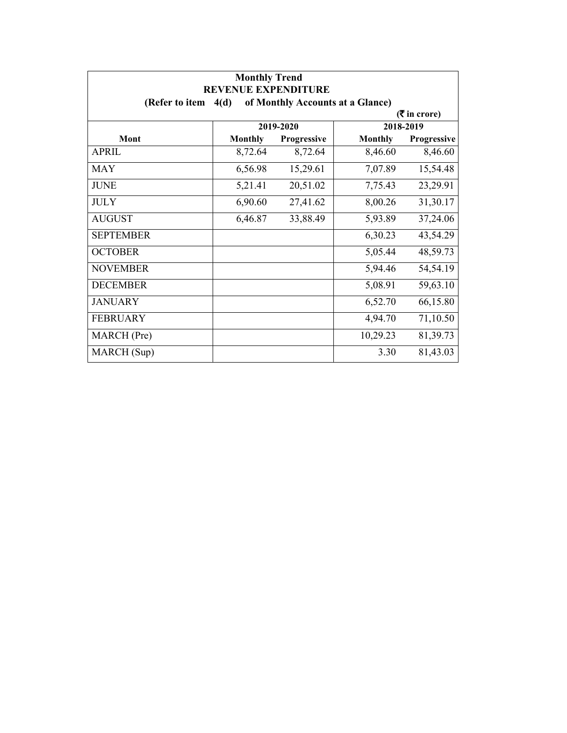**Monthly Trend**
**REVENUE EXPENDITURE**
**(Refer to item 4(d) of Monthly Accounts at a Glance)**

**(₹ in crore)**

| Mont | 2019-2020 | | 2018-2019 | |
|---|---|---|---|---|
| | Monthly | Progressive | Monthly | Progressive |
| APRIL | 8,72.64 | 8,72.64 | 8,46.60 | 8,46.60 |
| MAY | 6,56.98 | 15,29.61 | 7,07.89 | 15,54.48 |
| JUNE | 5,21.41 | 20,51.02 | 7,75.43 | 23,29.91 |
| JULY | 6,90.60 | 27,41.62 | 8,00.26 | 31,30.17 |
| AUGUST | 6,46.87 | 33,88.49 | 5,93.89 | 37,24.06 |
| SEPTEMBER | | | 6,30.23 | 43,54.29 |
| OCTOBER | | | 5,05.44 | 48,59.73 |
| NOVEMBER | | | 5,94.46 | 54,54.19 |
| DECEMBER | | | 5,08.91 | 59,63.10 |
| JANUARY | | | 6,52.70 | 66,15.80 |
| FEBRUARY | | | 4,94.70 | 71,10.50 |
| MARCH (Pre) | | | 10,29.23 | 81,39.73 |
| MARCH (Sup) | | | 3.30 | 81,43.03 |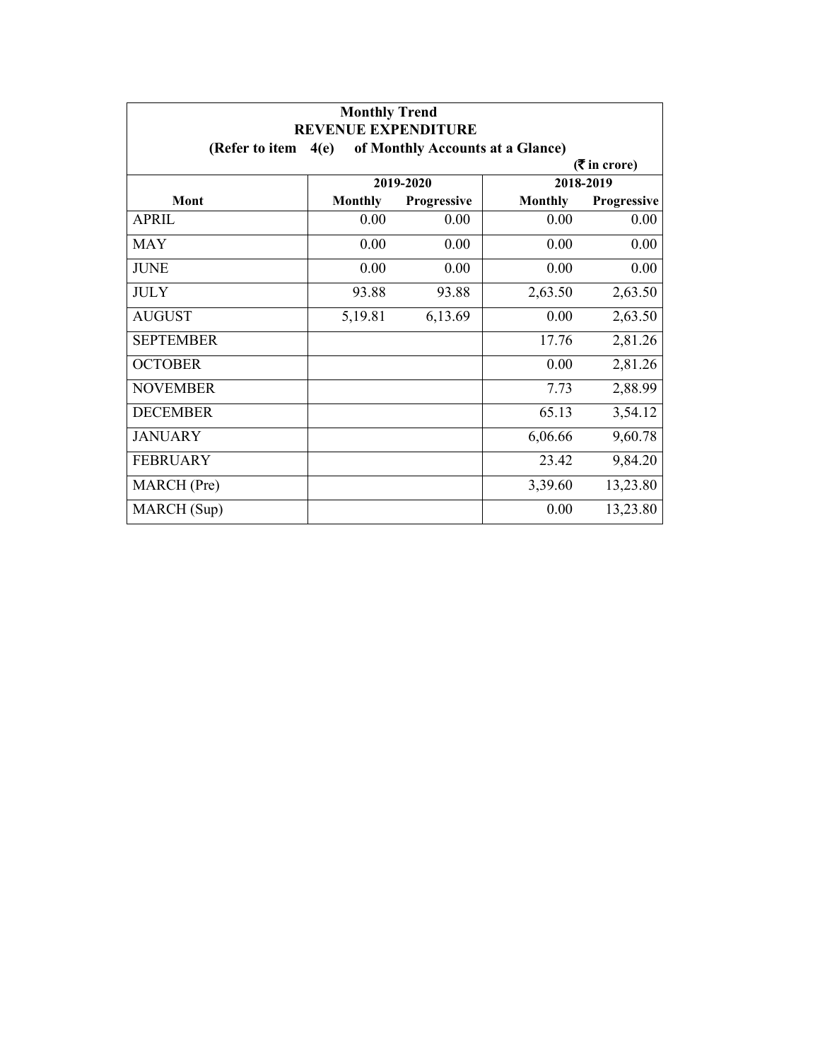**Monthly Trend**

**REVENUE EXPENDITURE**

**(Refer to item 4(e) of Monthly Accounts at a Glance)**

**(₹ in crore)**

| Mont | 2019-2020 | | 2018-2019 | |
|---|---|---|---|---|
| | Monthly | Progressive | Monthly | Progressive |
| APRIL | 0.00 | 0.00 | 0.00 | 0.00 |
| MAY | 0.00 | 0.00 | 0.00 | 0.00 |
| JUNE | 0.00 | 0.00 | 0.00 | 0.00 |
| JULY | 93.88 | 93.88 | 2,63.50 | 2,63.50 |
| AUGUST | 5,19.81 | 6,13.69 | 0.00 | 2,63.50 |
| SEPTEMBER | | | 17.76 | 2,81.26 |
| OCTOBER | | | 0.00 | 2,81.26 |
| NOVEMBER | | | 7.73 | 2,88.99 |
| DECEMBER | | | 65.13 | 3,54.12 |
| JANUARY | | | 6,06.66 | 9,60.78 |
| FEBRUARY | | | 23.42 | 9,84.20 |
| MARCH (Pre) | | | 3,39.60 | 13,23.80 |
| MARCH (Sup) | | | 0.00 | 13,23.80 |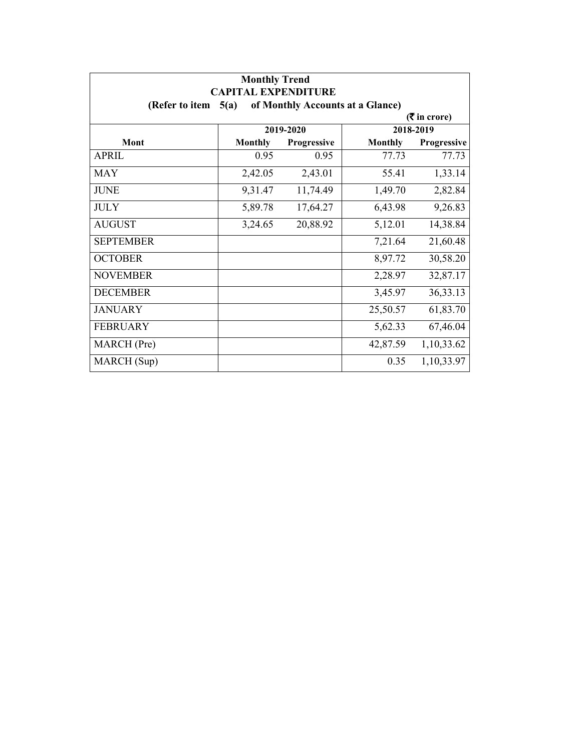**Monthly Trend**

**CAPITAL EXPENDITURE**

**(Refer to item 5(a) of Monthly Accounts at a Glance)**

**(₹ in crore)**

| Mont | 2019-2020 | | 2018-2019 | |
|---|---|---|---|---|
| | Monthly | Progressive | Monthly | Progressive |
| APRIL | 0.95 | 0.95 | 77.73 | 77.73 |
| MAY | 2,42.05 | 2,43.01 | 55.41 | 1,33.14 |
| JUNE | 9,31.47 | 11,74.49 | 1,49.70 | 2,82.84 |
| JULY | 5,89.78 | 17,64.27 | 6,43.98 | 9,26.83 |
| AUGUST | 3,24.65 | 20,88.92 | 5,12.01 | 14,38.84 |
| SEPTEMBER | | | 7,21.64 | 21,60.48 |
| OCTOBER | | | 8,97.72 | 30,58.20 |
| NOVEMBER | | | 2,28.97 | 32,87.17 |
| DECEMBER | | | 3,45.97 | 36,33.13 |
| JANUARY | | | 25,50.57 | 61,83.70 |
| FEBRUARY | | | 5,62.33 | 67,46.04 |
| MARCH (Pre) | | | 42,87.59 | 1,10,33.62 |
| MARCH (Sup) | | | 0.35 | 1,10,33.97 |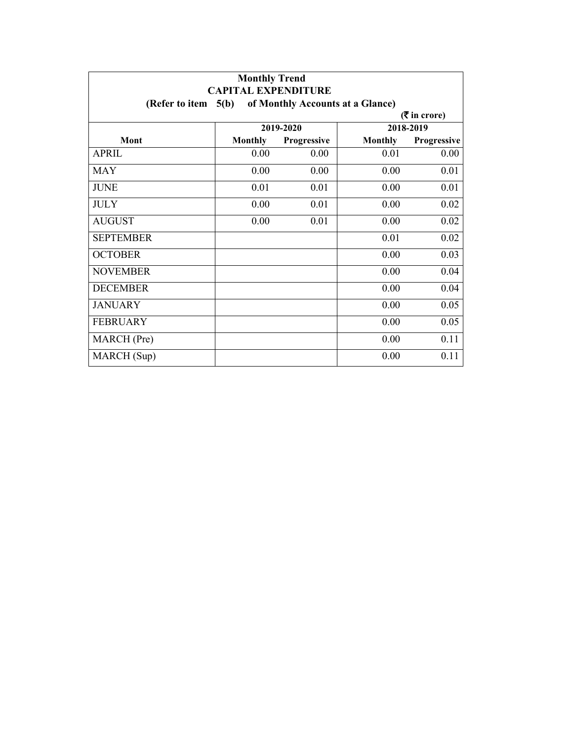| Monthly Trend<br>CAPITAL EXPENDITURE<br>(Refer to item 5(b) of Monthly Accounts at a Glance) | | | | |
|---|---|---|---|---|
| | | | | (₹ in crore) |
| | 2019-2020 | | 2018-2019 | |
| Mont | Monthly | Progressive | Monthly | Progressive |
| APRIL | 0.00 | 0.00 | 0.01 | 0.00 |
| MAY | 0.00 | 0.00 | 0.00 | 0.01 |
| JUNE | 0.01 | 0.01 | 0.00 | 0.01 |
| JULY | 0.00 | 0.01 | 0.00 | 0.02 |
| AUGUST | 0.00 | 0.01 | 0.00 | 0.02 |
| SEPTEMBER | | | 0.01 | 0.02 |
| OCTOBER | | | 0.00 | 0.03 |
| NOVEMBER | | | 0.00 | 0.04 |
| DECEMBER | | | 0.00 | 0.04 |
| JANUARY | | | 0.00 | 0.05 |
| FEBRUARY | | | 0.00 | 0.05 |
| MARCH (Pre) | | | 0.00 | 0.11 |
| MARCH (Sup) | | | 0.00 | 0.11 |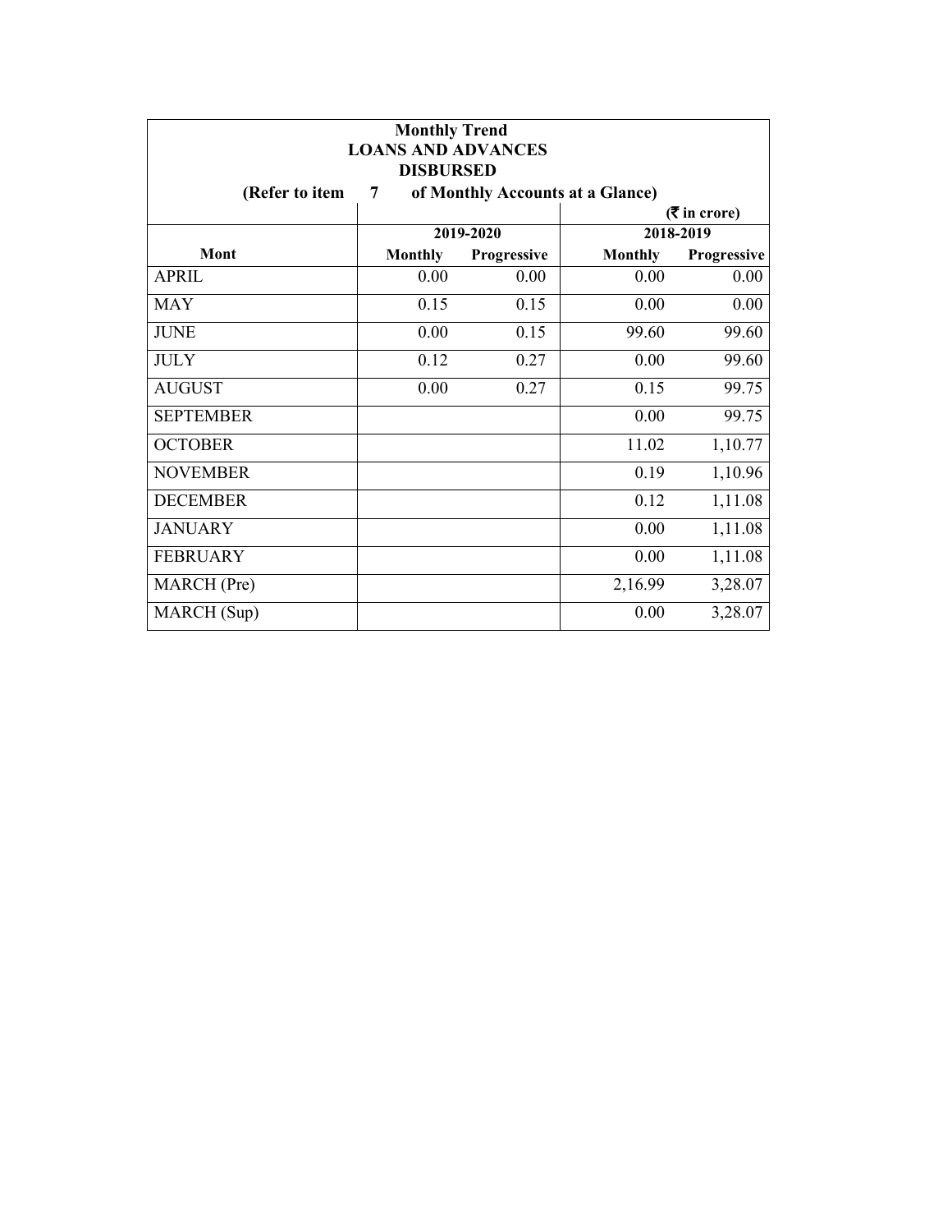**Monthly Trend**
**LOANS AND ADVANCES**
**DISBURSED**
**(Refer to item 7 of Monthly Accounts at a Glance)**

(₹ in crore)

| Mont | 2019-2020 | | 2018-2019 | |
|---|---|---|---|---|
| | Monthly | Progressive | Monthly | Progressive |
| APRIL | 0.00 | 0.00 | 0.00 | 0.00 |
| MAY | 0.15 | 0.15 | 0.00 | 0.00 |
| JUNE | 0.00 | 0.15 | 99.60 | 99.60 |
| JULY | 0.12 | 0.27 | 0.00 | 99.60 |
| AUGUST | 0.00 | 0.27 | 0.15 | 99.75 |
| SEPTEMBER | | | 0.00 | 99.75 |
| OCTOBER | | | 11.02 | 1,10.77 |
| NOVEMBER | | | 0.19 | 1,10.96 |
| DECEMBER | | | 0.12 | 1,11.08 |
| JANUARY | | | 0.00 | 1,11.08 |
| FEBRUARY | | | 0.00 | 1,11.08 |
| MARCH (Pre) | | | 2,16.99 | 3,28.07 |
| MARCH (Sup) | | | 0.00 | 3,28.07 |